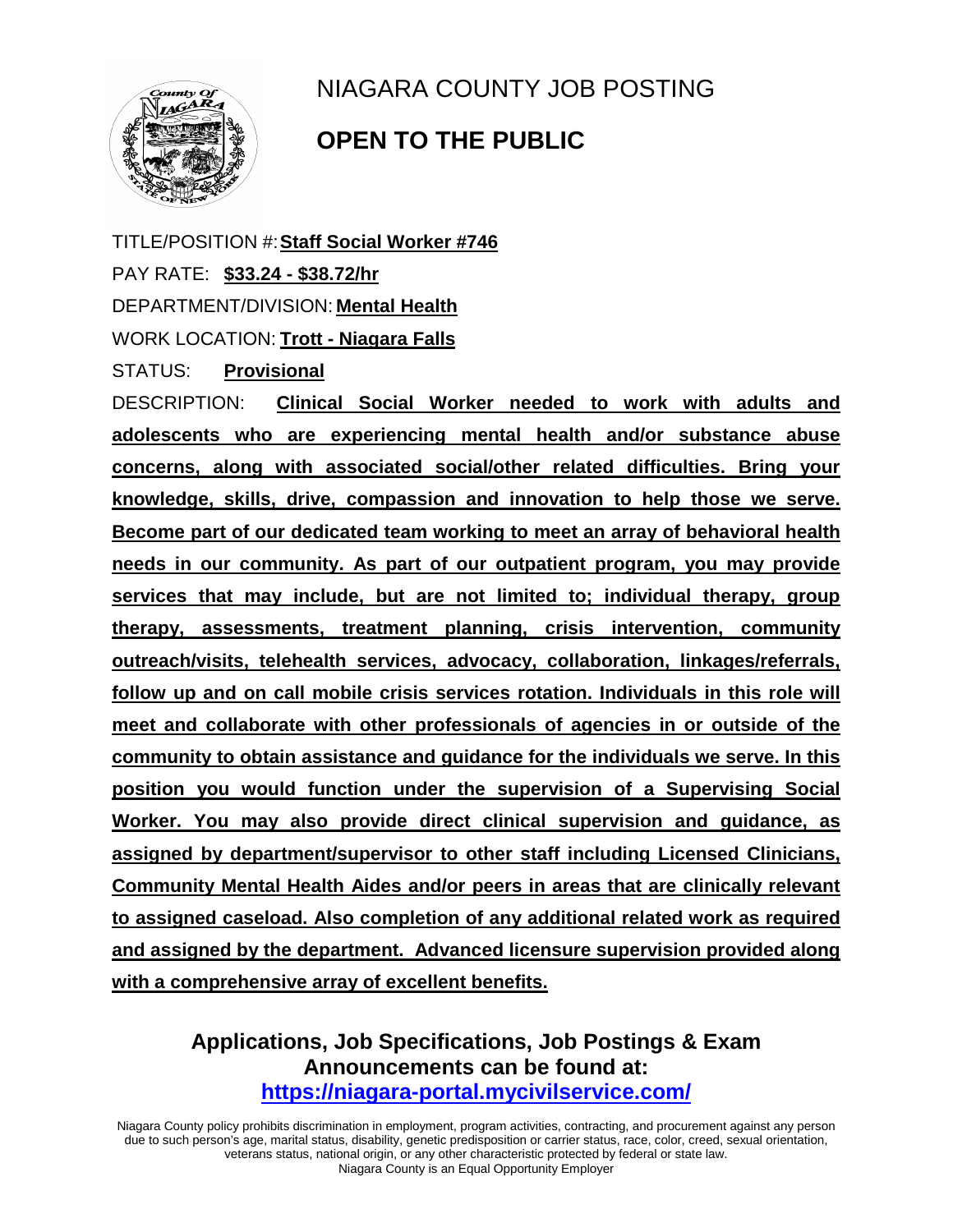# NIAGARA COUNTY JOB POSTING

## OPEN TO THE PUBLIC

TITLE/POSITION #: **Staff Social Worker #746**

PAY RATE: **$33.24 - $38.72/hr**

DEPARTMENT/DIVISION: **Mental Health**

WORK LOCATION: **Trott - Niagara Falls**

STATUS: **Provisional**

DESCRIPTION: **Clinical Social Worker needed to work with adults and adolescents who are experiencing mental health and/or substance abuse concerns, along with associated social/other related difficulties. Bring your knowledge, skills, drive, compassion and innovation to help those we serve. Become part of our dedicated team working to meet an array of behavioral health needs in our community. As part of our outpatient program, you may provide services that may include, but are not limited to; individual therapy, group therapy, assessments, treatment planning, crisis intervention, community outreach/visits, telehealth services, advocacy, collaboration, linkages/referrals, follow up and on call mobile crisis services rotation. Individuals in this role will meet and collaborate with other professionals of agencies in or outside of the community to obtain assistance and guidance for the individuals we serve. In this position you would function under the supervision of a Supervising Social Worker. You may also provide direct clinical supervision and guidance, as assigned by department/supervisor to other staff including Licensed Clinicians, Community Mental Health Aides and/or peers in areas that are clinically relevant to assigned caseload. Also completion of any additional related work as required and assigned by the department. Advanced licensure supervision provided along with a comprehensive array of excellent benefits.**

**Applications, Job Specifications, Job Postings & Exam Announcements can be found at:**
**https://niagara-portal.mycivilservice.com/**

Niagara County policy prohibits discrimination in employment, program activities, contracting, and procurement against any person due to such person's age, marital status, disability, genetic predisposition or carrier status, race, color, creed, sexual orientation, veterans status, national origin, or any other characteristic protected by federal or state law.
Niagara County is an Equal Opportunity Employer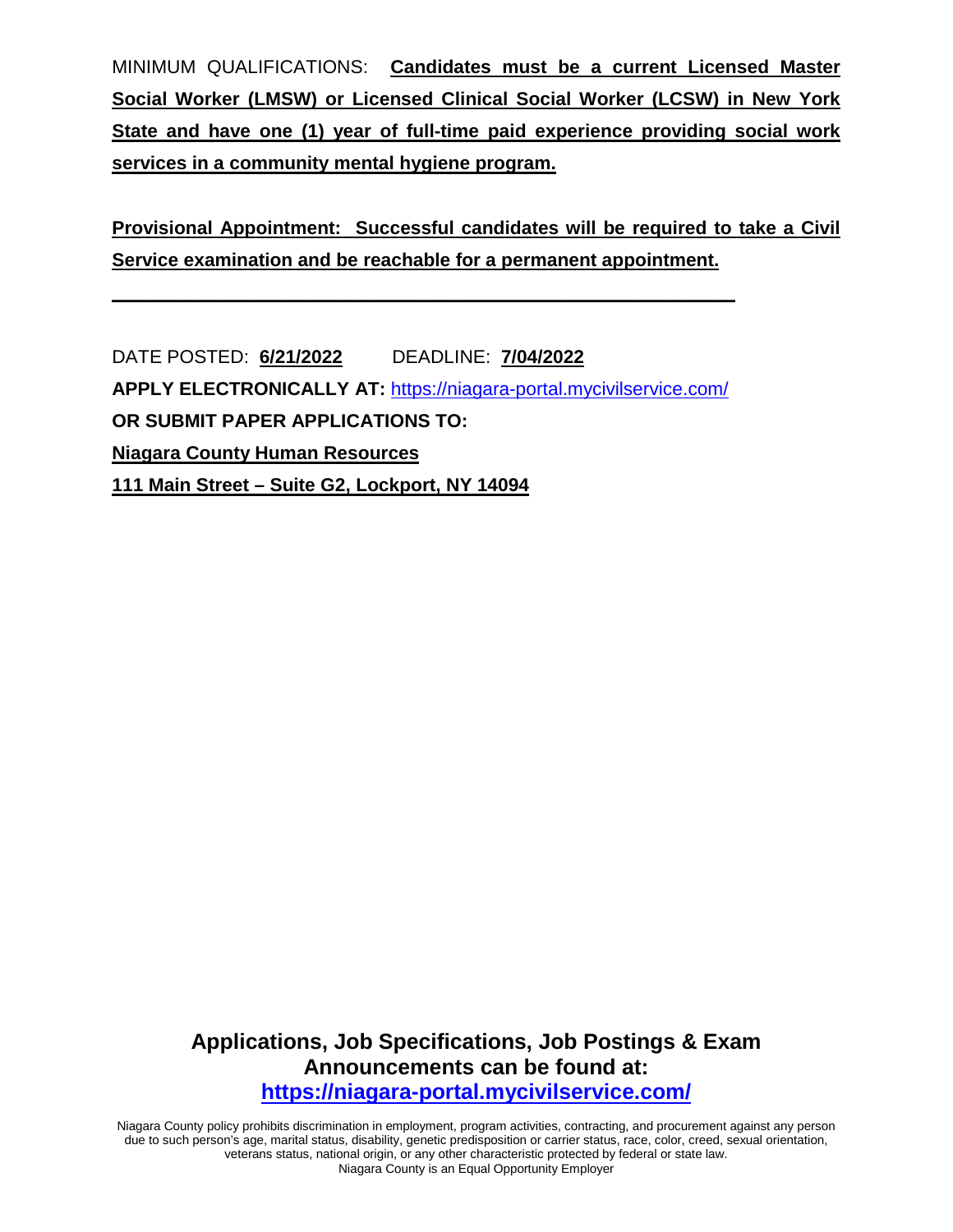MINIMUM QUALIFICATIONS: **Candidates must be a current Licensed Master Social Worker (LMSW) or Licensed Clinical Social Worker (LCSW) in New York State and have one (1) year of full-time paid experience providing social work services in a community mental hygiene program.**

**Provisional Appointment: Successful candidates will be required to take a Civil Service examination and be reachable for a permanent appointment.**

---

DATE POSTED: **6/21/2022** DEADLINE: **7/04/2022**

**APPLY ELECTRONICALLY AT:** https://niagara-portal.mycivilservice.com/

**OR SUBMIT PAPER APPLICATIONS TO:**

**Niagara County Human Resources**

**111 Main Street – Suite G2, Lockport, NY 14094**

**Applications, Job Specifications, Job Postings & Exam Announcements can be found at:**

**https://niagara-portal.mycivilservice.com/**

Niagara County policy prohibits discrimination in employment, program activities, contracting, and procurement against any person due to such person's age, marital status, disability, genetic predisposition or carrier status, race, color, creed, sexual orientation, veterans status, national origin, or any other characteristic protected by federal or state law.
Niagara County is an Equal Opportunity Employer